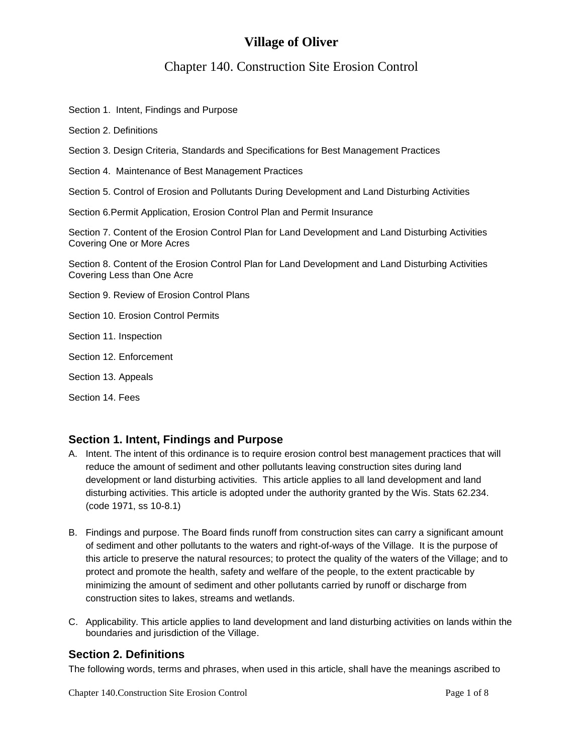# Village of Oliver

## Chapter 140. Construction Site Erosion Control

Section 1. Intent, Findings and Purpose

Section 2. Definitions

Section 3. Design Criteria, Standards and Specifications for Best Management Practices

Section 4. Maintenance of Best Management Practices

Section 5. Control of Erosion and Pollutants During Development and Land Disturbing Activities

Section 6.Permit Application, Erosion Control Plan and Permit Insurance

Section 7. Content of the Erosion Control Plan for Land Development and Land Disturbing Activities Covering One or More Acres

Section 8. Content of the Erosion Control Plan for Land Development and Land Disturbing Activities Covering Less than One Acre

Section 9. Review of Erosion Control Plans

Section 10. Erosion Control Permits

Section 11. Inspection

Section 12. Enforcement

Section 13. Appeals

Section 14. Fees

### Section 1. Intent, Findings and Purpose

A. Intent. The intent of this ordinance is to require erosion control best management practices that will reduce the amount of sediment and other pollutants leaving construction sites during land development or land disturbing activities. This article applies to all land development and land disturbing activities. This article is adopted under the authority granted by the Wis. Stats 62.234. (code 1971, ss 10-8.1)

B. Findings and purpose. The Board finds runoff from construction sites can carry a significant amount of sediment and other pollutants to the waters and right-of-ways of the Village. It is the purpose of this article to preserve the natural resources; to protect the quality of the waters of the Village; and to protect and promote the health, safety and welfare of the people, to the extent practicable by minimizing the amount of sediment and other pollutants carried by runoff or discharge from construction sites to lakes, streams and wetlands.

C. Applicability. This article applies to land development and land disturbing activities on lands within the boundaries and jurisdiction of the Village.

### Section 2. Definitions

The following words, terms and phrases, when used in this article, shall have the meanings ascribed to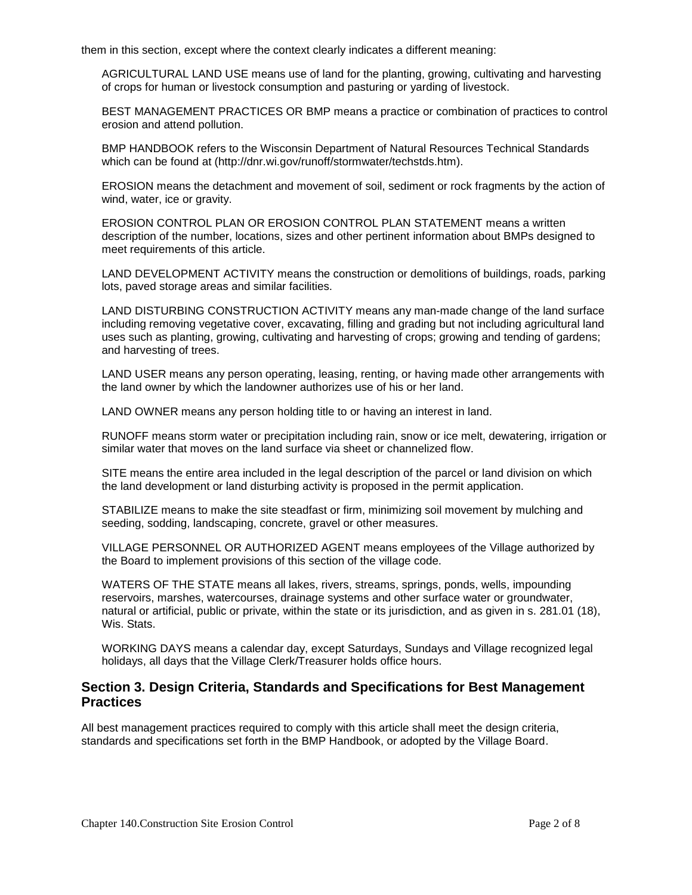them in this section, except where the context clearly indicates a different meaning:

AGRICULTURAL LAND USE means use of land for the planting, growing, cultivating and harvesting of crops for human or livestock consumption and pasturing or yarding of livestock.

BEST MANAGEMENT PRACTICES OR BMP means a practice or combination of practices to control erosion and attend pollution.

BMP HANDBOOK refers to the Wisconsin Department of Natural Resources Technical Standards which can be found at (http://dnr.wi.gov/runoff/stormwater/techstds.htm).

EROSION means the detachment and movement of soil, sediment or rock fragments by the action of wind, water, ice or gravity.

EROSION CONTROL PLAN OR EROSION CONTROL PLAN STATEMENT means a written description of the number, locations, sizes and other pertinent information about BMPs designed to meet requirements of this article.

LAND DEVELOPMENT ACTIVITY means the construction or demolitions of buildings, roads, parking lots, paved storage areas and similar facilities.

LAND DISTURBING CONSTRUCTION ACTIVITY means any man-made change of the land surface including removing vegetative cover, excavating, filling and grading but not including agricultural land uses such as planting, growing, cultivating and harvesting of crops; growing and tending of gardens; and harvesting of trees.

LAND USER means any person operating, leasing, renting, or having made other arrangements with the land owner by which the landowner authorizes use of his or her land.

LAND OWNER means any person holding title to or having an interest in land.

RUNOFF means storm water or precipitation including rain, snow or ice melt, dewatering, irrigation or similar water that moves on the land surface via sheet or channelized flow.

SITE means the entire area included in the legal description of the parcel or land division on which the land development or land disturbing activity is proposed in the permit application.

STABILIZE means to make the site steadfast or firm, minimizing soil movement by mulching and seeding, sodding, landscaping, concrete, gravel or other measures.

VILLAGE PERSONNEL OR AUTHORIZED AGENT means employees of the Village authorized by the Board to implement provisions of this section of the village code.

WATERS OF THE STATE means all lakes, rivers, streams, springs, ponds, wells, impounding reservoirs, marshes, watercourses, drainage systems and other surface water or groundwater, natural or artificial, public or private, within the state or its jurisdiction, and as given in s. 281.01 (18), Wis. Stats.

WORKING DAYS means a calendar day, except Saturdays, Sundays and Village recognized legal holidays, all days that the Village Clerk/Treasurer holds office hours.

## Section 3. Design Criteria, Standards and Specifications for Best Management Practices

All best management practices required to comply with this article shall meet the design criteria, standards and specifications set forth in the BMP Handbook, or adopted by the Village Board.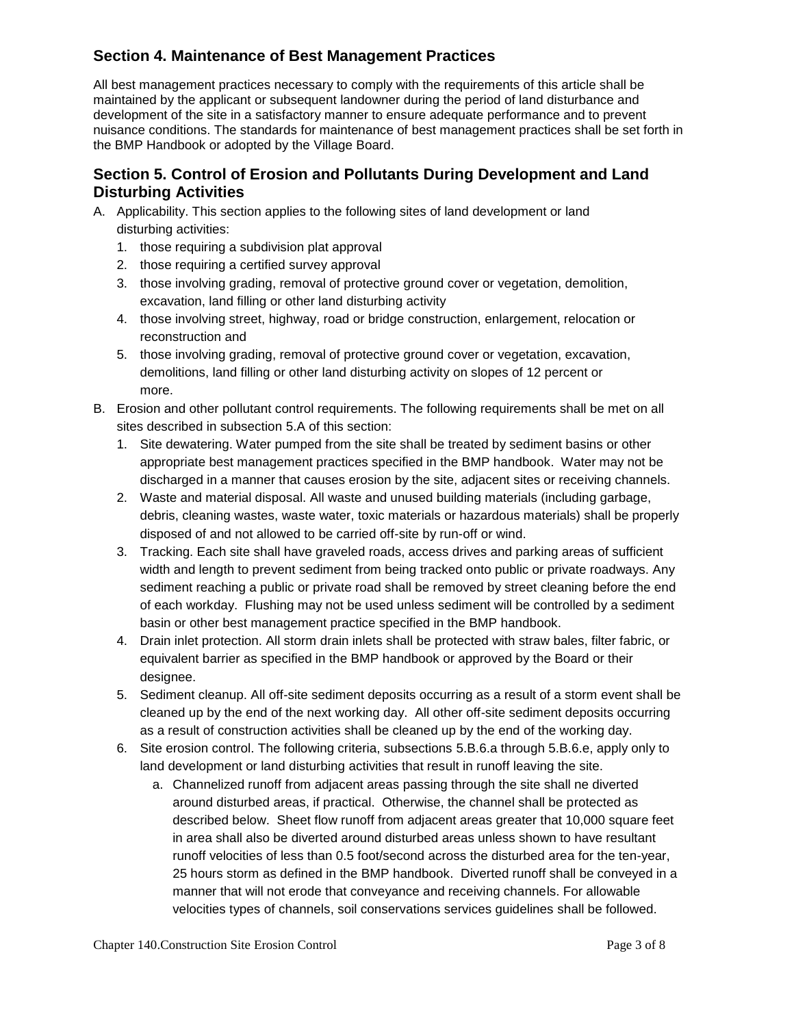## Section 4. Maintenance of Best Management Practices

All best management practices necessary to comply with the requirements of this article shall be maintained by the applicant or subsequent landowner during the period of land disturbance and development of the site in a satisfactory manner to ensure adequate performance and to prevent nuisance conditions. The standards for maintenance of best management practices shall be set forth in the BMP Handbook or adopted by the Village Board.

## Section 5. Control of Erosion and Pollutants During Development and Land Disturbing Activities

A. Applicability. This section applies to the following sites of land development or land disturbing activities:
   1. those requiring a subdivision plat approval
   2. those requiring a certified survey approval
   3. those involving grading, removal of protective ground cover or vegetation, demolition, excavation, land filling or other land disturbing activity
   4. those involving street, highway, road or bridge construction, enlargement, relocation or reconstruction and
   5. those involving grading, removal of protective ground cover or vegetation, excavation, demolitions, land filling or other land disturbing activity on slopes of 12 percent or more.

B. Erosion and other pollutant control requirements. The following requirements shall be met on all sites described in subsection 5.A of this section:
   1. Site dewatering. Water pumped from the site shall be treated by sediment basins or other appropriate best management practices specified in the BMP handbook. Water may not be discharged in a manner that causes erosion by the site, adjacent sites or receiving channels.
   2. Waste and material disposal. All waste and unused building materials (including garbage, debris, cleaning wastes, waste water, toxic materials or hazardous materials) shall be properly disposed of and not allowed to be carried off-site by run-off or wind.
   3. Tracking. Each site shall have graveled roads, access drives and parking areas of sufficient width and length to prevent sediment from being tracked onto public or private roadways. Any sediment reaching a public or private road shall be removed by street cleaning before the end of each workday. Flushing may not be used unless sediment will be controlled by a sediment basin or other best management practice specified in the BMP handbook.
   4. Drain inlet protection. All storm drain inlets shall be protected with straw bales, filter fabric, or equivalent barrier as specified in the BMP handbook or approved by the Board or their designee.
   5. Sediment cleanup. All off-site sediment deposits occurring as a result of a storm event shall be cleaned up by the end of the next working day. All other off-site sediment deposits occurring as a result of construction activities shall be cleaned up by the end of the working day.
   6. Site erosion control. The following criteria, subsections 5.B.6.a through 5.B.6.e, apply only to land development or land disturbing activities that result in runoff leaving the site.
      a. Channelized runoff from adjacent areas passing through the site shall ne diverted around disturbed areas, if practical. Otherwise, the channel shall be protected as described below. Sheet flow runoff from adjacent areas greater that 10,000 square feet in area shall also be diverted around disturbed areas unless shown to have resultant runoff velocities of less than 0.5 foot/second across the disturbed area for the ten-year, 25 hours storm as defined in the BMP handbook. Diverted runoff shall be conveyed in a manner that will not erode that conveyance and receiving channels. For allowable velocities types of channels, soil conservations services guidelines shall be followed.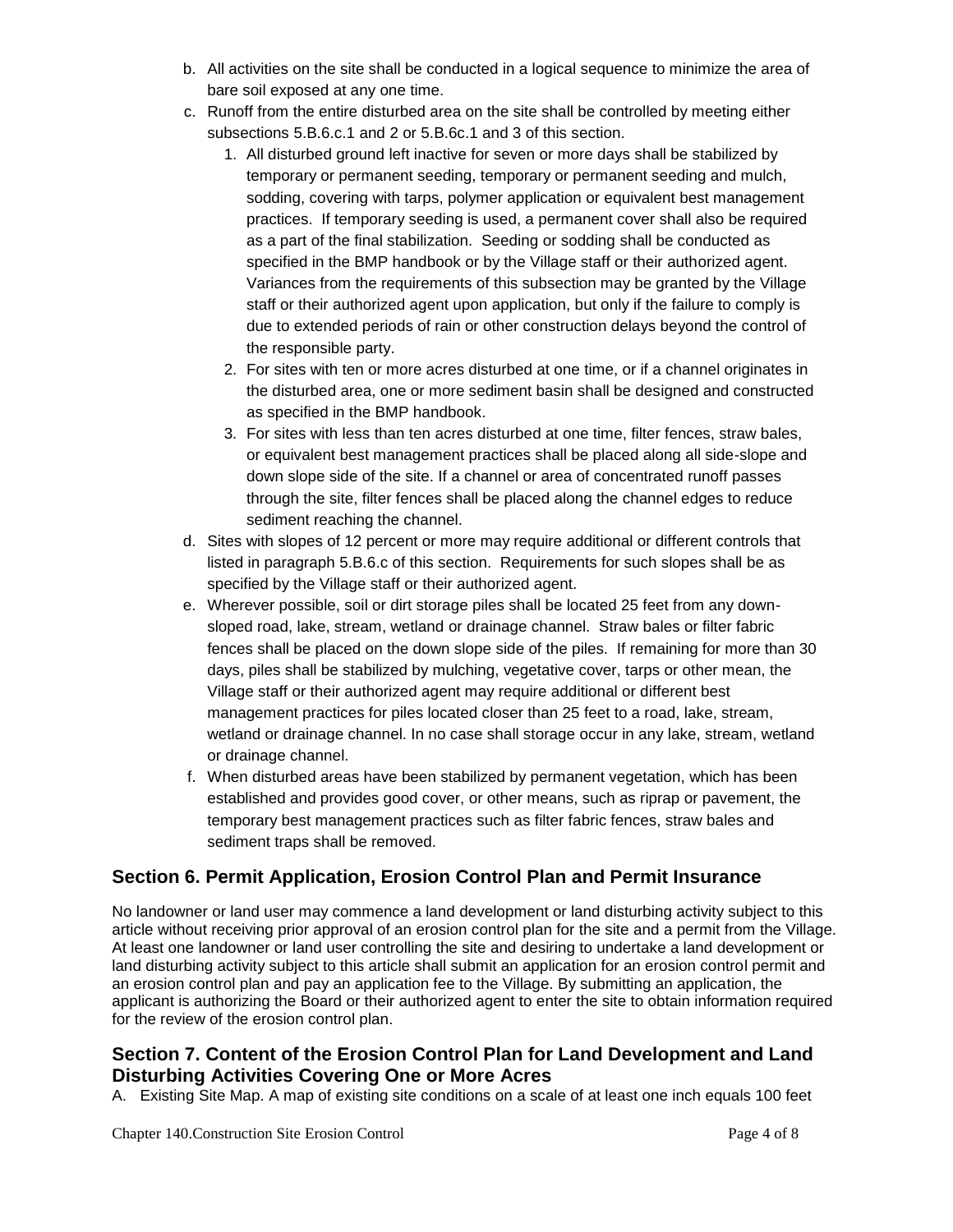b. All activities on the site shall be conducted in a logical sequence to minimize the area of bare soil exposed at any one time.

c. Runoff from the entire disturbed area on the site shall be controlled by meeting either subsections 5.B.6.c.1 and 2 or 5.B.6c.1 and 3 of this section.

   1. All disturbed ground left inactive for seven or more days shall be stabilized by temporary or permanent seeding, temporary or permanent seeding and mulch, sodding, covering with tarps, polymer application or equivalent best management practices. If temporary seeding is used, a permanent cover shall also be required as a part of the final stabilization. Seeding or sodding shall be conducted as specified in the BMP handbook or by the Village staff or their authorized agent. Variances from the requirements of this subsection may be granted by the Village staff or their authorized agent upon application, but only if the failure to comply is due to extended periods of rain or other construction delays beyond the control of the responsible party.
   2. For sites with ten or more acres disturbed at one time, or if a channel originates in the disturbed area, one or more sediment basin shall be designed and constructed as specified in the BMP handbook.
   3. For sites with less than ten acres disturbed at one time, filter fences, straw bales, or equivalent best management practices shall be placed along all side-slope and down slope side of the site. If a channel or area of concentrated runoff passes through the site, filter fences shall be placed along the channel edges to reduce sediment reaching the channel.

d. Sites with slopes of 12 percent or more may require additional or different controls that listed in paragraph 5.B.6.c of this section. Requirements for such slopes shall be as specified by the Village staff or their authorized agent.

e. Wherever possible, soil or dirt storage piles shall be located 25 feet from any down-sloped road, lake, stream, wetland or drainage channel. Straw bales or filter fabric fences shall be placed on the down slope side of the piles. If remaining for more than 30 days, piles shall be stabilized by mulching, vegetative cover, tarps or other mean, the Village staff or their authorized agent may require additional or different best management practices for piles located closer than 25 feet to a road, lake, stream, wetland or drainage channel. In no case shall storage occur in any lake, stream, wetland or drainage channel.

f. When disturbed areas have been stabilized by permanent vegetation, which has been established and provides good cover, or other means, such as riprap or pavement, the temporary best management practices such as filter fabric fences, straw bales and sediment traps shall be removed.

## Section 6. Permit Application, Erosion Control Plan and Permit Insurance

No landowner or land user may commence a land development or land disturbing activity subject to this article without receiving prior approval of an erosion control plan for the site and a permit from the Village. At least one landowner or land user controlling the site and desiring to undertake a land development or land disturbing activity subject to this article shall submit an application for an erosion control permit and an erosion control plan and pay an application fee to the Village. By submitting an application, the applicant is authorizing the Board or their authorized agent to enter the site to obtain information required for the review of the erosion control plan.

## Section 7. Content of the Erosion Control Plan for Land Development and Land Disturbing Activities Covering One or More Acres

A. Existing Site Map. A map of existing site conditions on a scale of at least one inch equals 100 feet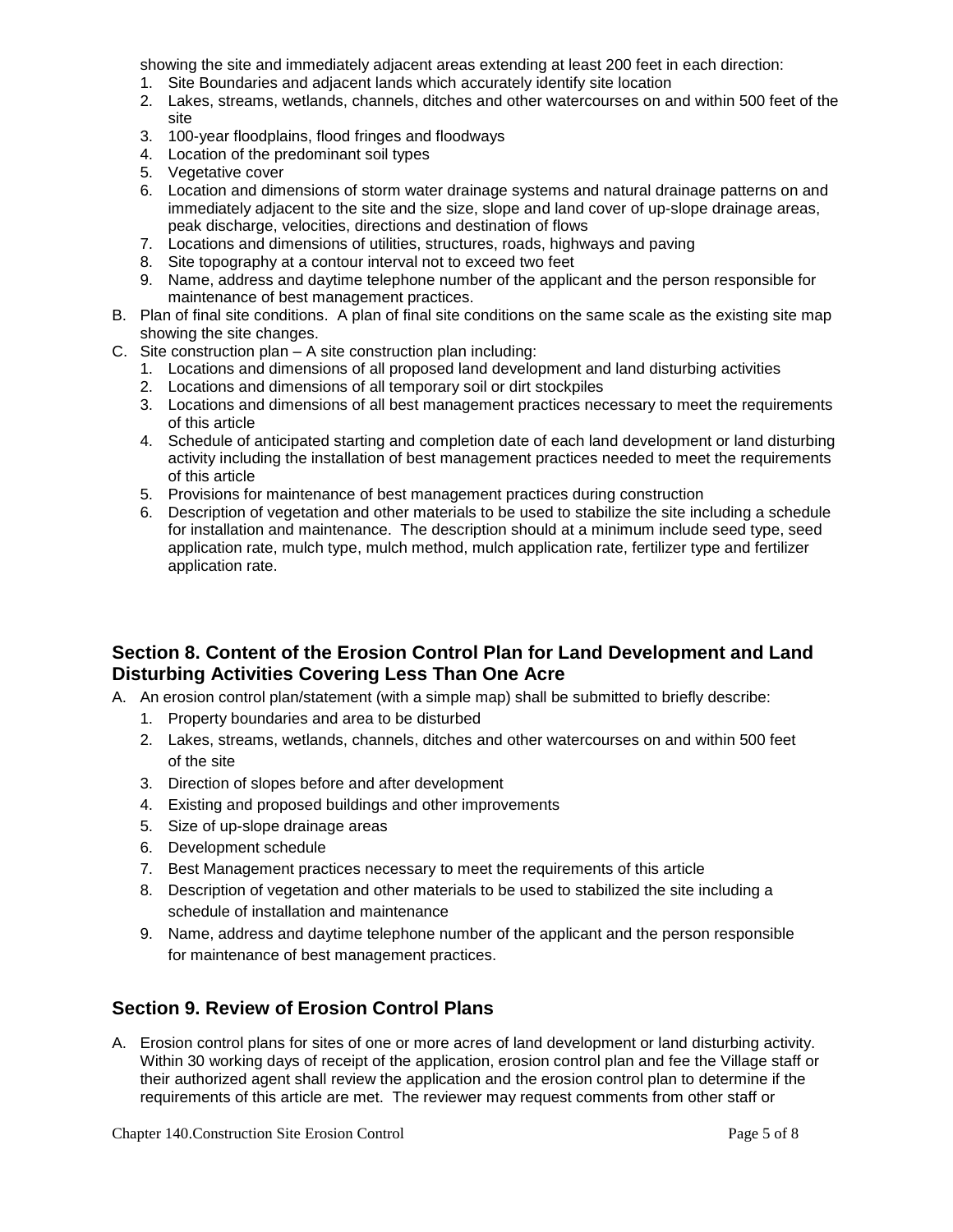showing the site and immediately adjacent areas extending at least 200 feet in each direction:

1. Site Boundaries and adjacent lands which accurately identify site location
2. Lakes, streams, wetlands, channels, ditches and other watercourses on and within 500 feet of the site
3. 100-year floodplains, flood fringes and floodways
4. Location of the predominant soil types
5. Vegetative cover
6. Location and dimensions of storm water drainage systems and natural drainage patterns on and immediately adjacent to the site and the size, slope and land cover of up-slope drainage areas, peak discharge, velocities, directions and destination of flows
7. Locations and dimensions of utilities, structures, roads, highways and paving
8. Site topography at a contour interval not to exceed two feet
9. Name, address and daytime telephone number of the applicant and the person responsible for maintenance of best management practices.

B. Plan of final site conditions. A plan of final site conditions on the same scale as the existing site map showing the site changes.

C. Site construction plan – A site construction plan including:
   1. Locations and dimensions of all proposed land development and land disturbing activities
   2. Locations and dimensions of all temporary soil or dirt stockpiles
   3. Locations and dimensions of all best management practices necessary to meet the requirements of this article
   4. Schedule of anticipated starting and completion date of each land development or land disturbing activity including the installation of best management practices needed to meet the requirements of this article
   5. Provisions for maintenance of best management practices during construction
   6. Description of vegetation and other materials to be used to stabilize the site including a schedule for installation and maintenance. The description should at a minimum include seed type, seed application rate, mulch type, mulch method, mulch application rate, fertilizer type and fertilizer application rate.

## Section 8. Content of the Erosion Control Plan for Land Development and Land Disturbing Activities Covering Less Than One Acre

A. An erosion control plan/statement (with a simple map) shall be submitted to briefly describe:
   1. Property boundaries and area to be disturbed
   2. Lakes, streams, wetlands, channels, ditches and other watercourses on and within 500 feet of the site
   3. Direction of slopes before and after development
   4. Existing and proposed buildings and other improvements
   5. Size of up-slope drainage areas
   6. Development schedule
   7. Best Management practices necessary to meet the requirements of this article
   8. Description of vegetation and other materials to be used to stabilized the site including a schedule of installation and maintenance
   9. Name, address and daytime telephone number of the applicant and the person responsible for maintenance of best management practices.

## Section 9. Review of Erosion Control Plans

A. Erosion control plans for sites of one or more acres of land development or land disturbing activity. Within 30 working days of receipt of the application, erosion control plan and fee the Village staff or their authorized agent shall review the application and the erosion control plan to determine if the requirements of this article are met. The reviewer may request comments from other staff or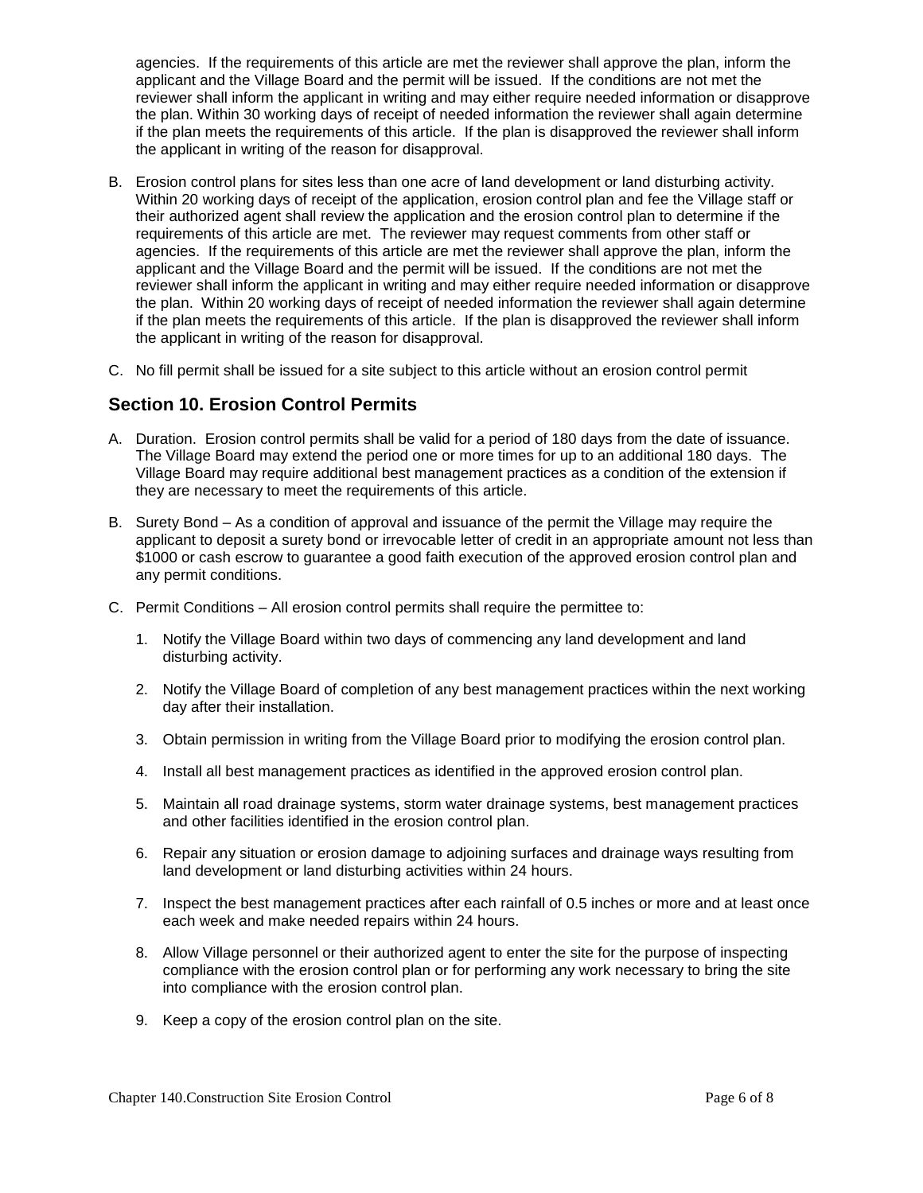agencies. If the requirements of this article are met the reviewer shall approve the plan, inform the applicant and the Village Board and the permit will be issued. If the conditions are not met the reviewer shall inform the applicant in writing and may either require needed information or disapprove the plan. Within 30 working days of receipt of needed information the reviewer shall again determine if the plan meets the requirements of this article. If the plan is disapproved the reviewer shall inform the applicant in writing of the reason for disapproval.

B. Erosion control plans for sites less than one acre of land development or land disturbing activity. Within 20 working days of receipt of the application, erosion control plan and fee the Village staff or their authorized agent shall review the application and the erosion control plan to determine if the requirements of this article are met. The reviewer may request comments from other staff or agencies. If the requirements of this article are met the reviewer shall approve the plan, inform the applicant and the Village Board and the permit will be issued. If the conditions are not met the reviewer shall inform the applicant in writing and may either require needed information or disapprove the plan. Within 20 working days of receipt of needed information the reviewer shall again determine if the plan meets the requirements of this article. If the plan is disapproved the reviewer shall inform the applicant in writing of the reason for disapproval.

C. No fill permit shall be issued for a site subject to this article without an erosion control permit

## Section 10. Erosion Control Permits

A. Duration. Erosion control permits shall be valid for a period of 180 days from the date of issuance. The Village Board may extend the period one or more times for up to an additional 180 days. The Village Board may require additional best management practices as a condition of the extension if they are necessary to meet the requirements of this article.

B. Surety Bond – As a condition of approval and issuance of the permit the Village may require the applicant to deposit a surety bond or irrevocable letter of credit in an appropriate amount not less than $1000 or cash escrow to guarantee a good faith execution of the approved erosion control plan and any permit conditions.

C. Permit Conditions – All erosion control permits shall require the permittee to:

   1. Notify the Village Board within two days of commencing any land development and land disturbing activity.

   2. Notify the Village Board of completion of any best management practices within the next working day after their installation.

   3. Obtain permission in writing from the Village Board prior to modifying the erosion control plan.

   4. Install all best management practices as identified in the approved erosion control plan.

   5. Maintain all road drainage systems, storm water drainage systems, best management practices and other facilities identified in the erosion control plan.

   6. Repair any situation or erosion damage to adjoining surfaces and drainage ways resulting from land development or land disturbing activities within 24 hours.

   7. Inspect the best management practices after each rainfall of 0.5 inches or more and at least once each week and make needed repairs within 24 hours.

   8. Allow Village personnel or their authorized agent to enter the site for the purpose of inspecting compliance with the erosion control plan or for performing any work necessary to bring the site into compliance with the erosion control plan.

   9. Keep a copy of the erosion control plan on the site.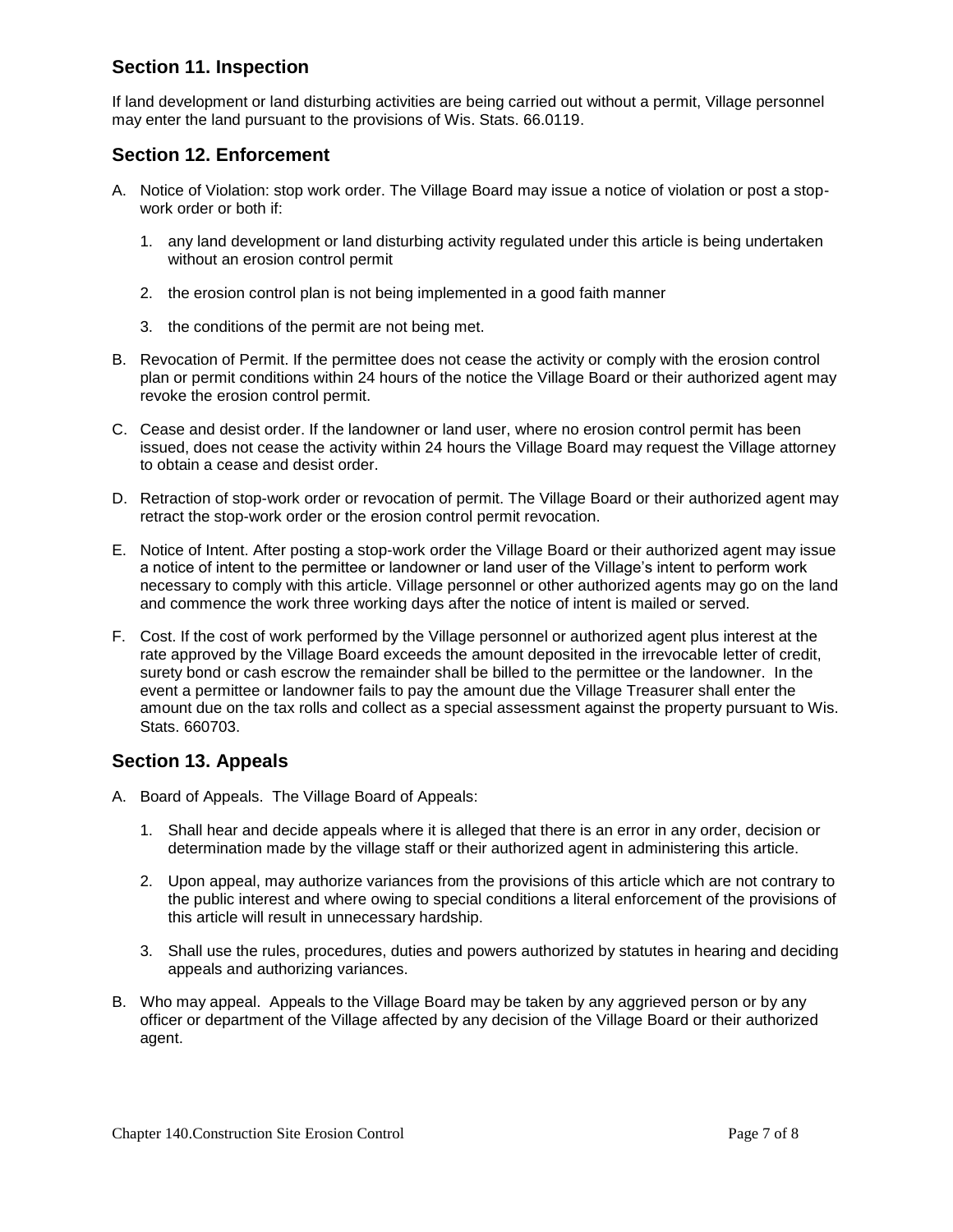## Section 11. Inspection

If land development or land disturbing activities are being carried out without a permit, Village personnel may enter the land pursuant to the provisions of Wis. Stats. 66.0119.

## Section 12. Enforcement

A. Notice of Violation: stop work order. The Village Board may issue a notice of violation or post a stop-work order or both if:

   1. any land development or land disturbing activity regulated under this article is being undertaken without an erosion control permit

   2. the erosion control plan is not being implemented in a good faith manner

   3. the conditions of the permit are not being met.

B. Revocation of Permit. If the permittee does not cease the activity or comply with the erosion control plan or permit conditions within 24 hours of the notice the Village Board or their authorized agent may revoke the erosion control permit.

C. Cease and desist order. If the landowner or land user, where no erosion control permit has been issued, does not cease the activity within 24 hours the Village Board may request the Village attorney to obtain a cease and desist order.

D. Retraction of stop-work order or revocation of permit. The Village Board or their authorized agent may retract the stop-work order or the erosion control permit revocation.

E. Notice of Intent. After posting a stop-work order the Village Board or their authorized agent may issue a notice of intent to the permittee or landowner or land user of the Village's intent to perform work necessary to comply with this article. Village personnel or other authorized agents may go on the land and commence the work three working days after the notice of intent is mailed or served.

F. Cost. If the cost of work performed by the Village personnel or authorized agent plus interest at the rate approved by the Village Board exceeds the amount deposited in the irrevocable letter of credit, surety bond or cash escrow the remainder shall be billed to the permittee or the landowner. In the event a permittee or landowner fails to pay the amount due the Village Treasurer shall enter the amount due on the tax rolls and collect as a special assessment against the property pursuant to Wis. Stats. 660703.

## Section 13. Appeals

A. Board of Appeals. The Village Board of Appeals:

   1. Shall hear and decide appeals where it is alleged that there is an error in any order, decision or determination made by the village staff or their authorized agent in administering this article.

   2. Upon appeal, may authorize variances from the provisions of this article which are not contrary to the public interest and where owing to special conditions a literal enforcement of the provisions of this article will result in unnecessary hardship.

   3. Shall use the rules, procedures, duties and powers authorized by statutes in hearing and deciding appeals and authorizing variances.

B. Who may appeal. Appeals to the Village Board may be taken by any aggrieved person or by any officer or department of the Village affected by any decision of the Village Board or their authorized agent.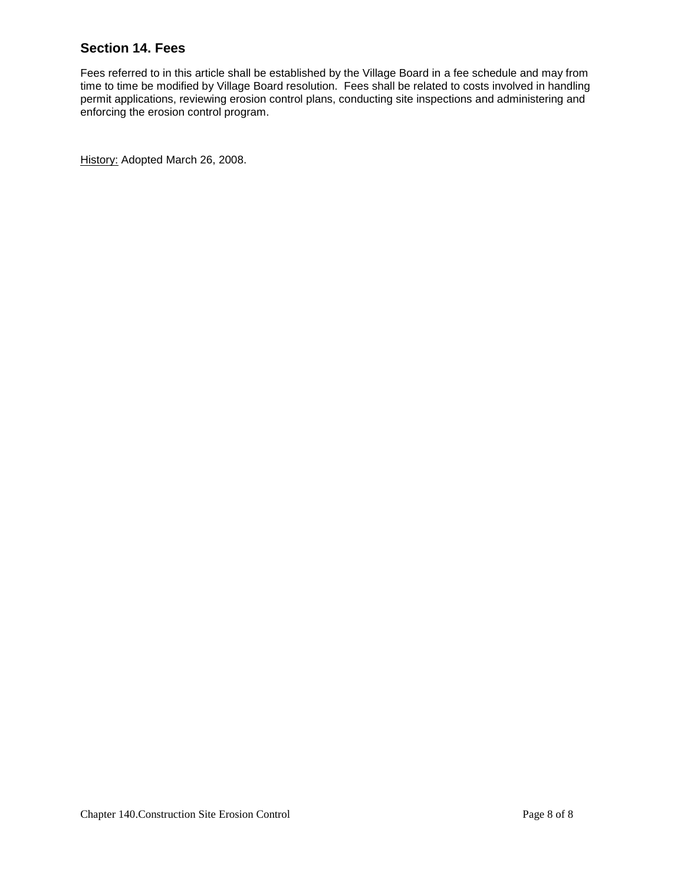## Section 14. Fees

Fees referred to in this article shall be established by the Village Board in a fee schedule and may from time to time be modified by Village Board resolution. Fees shall be related to costs involved in handling permit applications, reviewing erosion control plans, conducting site inspections and administering and enforcing the erosion control program.

History: Adopted March 26, 2008.